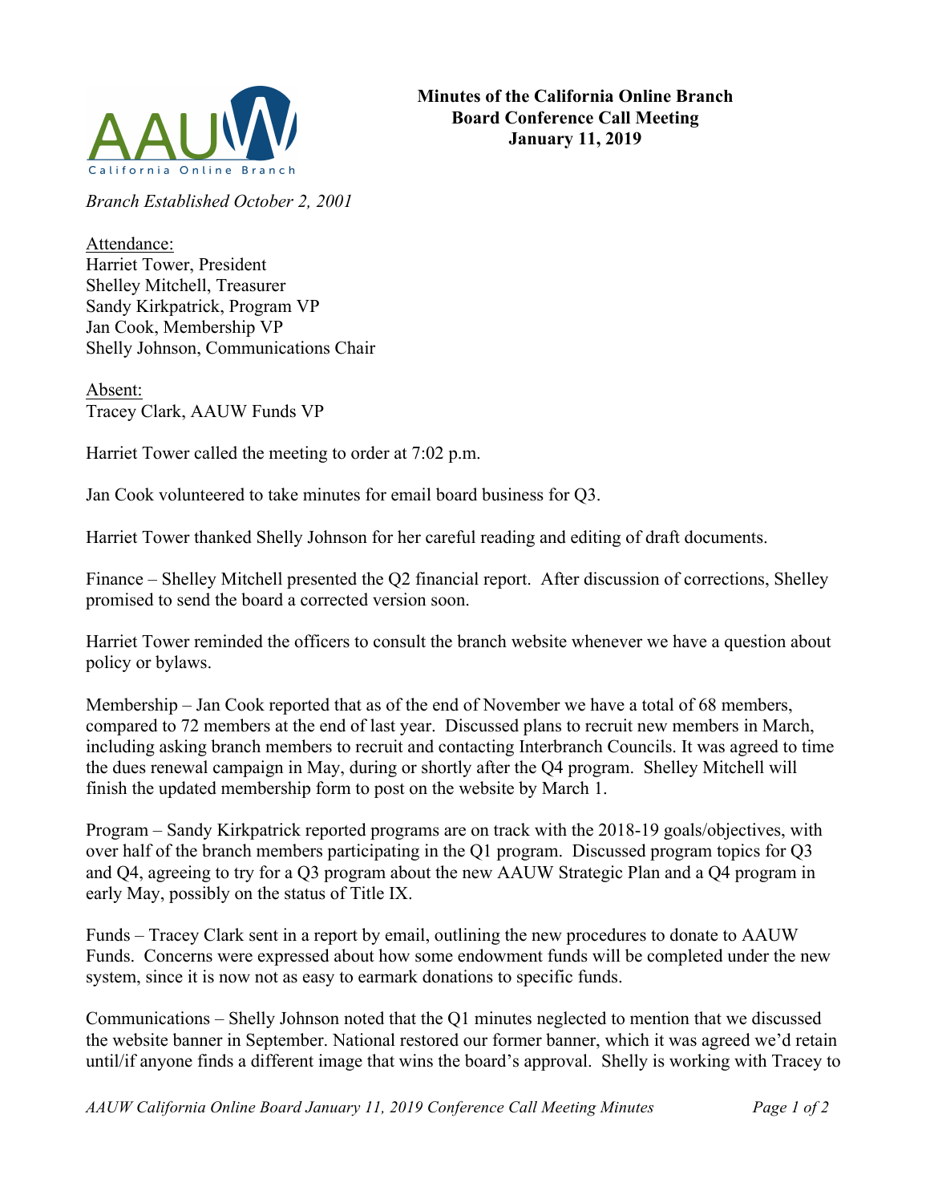AAUW California Online Branch

# Minutes of the California Online Branch Board Conference Call Meeting January 11, 2019

*Branch Established October 2, 2001*

Attendance:
Harriet Tower, President
Shelley Mitchell, Treasurer
Sandy Kirkpatrick, Program VP
Jan Cook, Membership VP
Shelly Johnson, Communications Chair

Absent:
Tracey Clark, AAUW Funds VP

Harriet Tower called the meeting to order at 7:02 p.m.

Jan Cook volunteered to take minutes for email board business for Q3.

Harriet Tower thanked Shelly Johnson for her careful reading and editing of draft documents.

Finance – Shelley Mitchell presented the Q2 financial report. After discussion of corrections, Shelley promised to send the board a corrected version soon.

Harriet Tower reminded the officers to consult the branch website whenever we have a question about policy or bylaws.

Membership – Jan Cook reported that as of the end of November we have a total of 68 members, compared to 72 members at the end of last year. Discussed plans to recruit new members in March, including asking branch members to recruit and contacting Interbranch Councils. It was agreed to time the dues renewal campaign in May, during or shortly after the Q4 program. Shelley Mitchell will finish the updated membership form to post on the website by March 1.

Program – Sandy Kirkpatrick reported programs are on track with the 2018-19 goals/objectives, with over half of the branch members participating in the Q1 program. Discussed program topics for Q3 and Q4, agreeing to try for a Q3 program about the new AAUW Strategic Plan and a Q4 program in early May, possibly on the status of Title IX.

Funds – Tracey Clark sent in a report by email, outlining the new procedures to donate to AAUW Funds. Concerns were expressed about how some endowment funds will be completed under the new system, since it is now not as easy to earmark donations to specific funds.

Communications – Shelly Johnson noted that the Q1 minutes neglected to mention that we discussed the website banner in September. National restored our former banner, which it was agreed we'd retain until/if anyone finds a different image that wins the board's approval. Shelly is working with Tracey to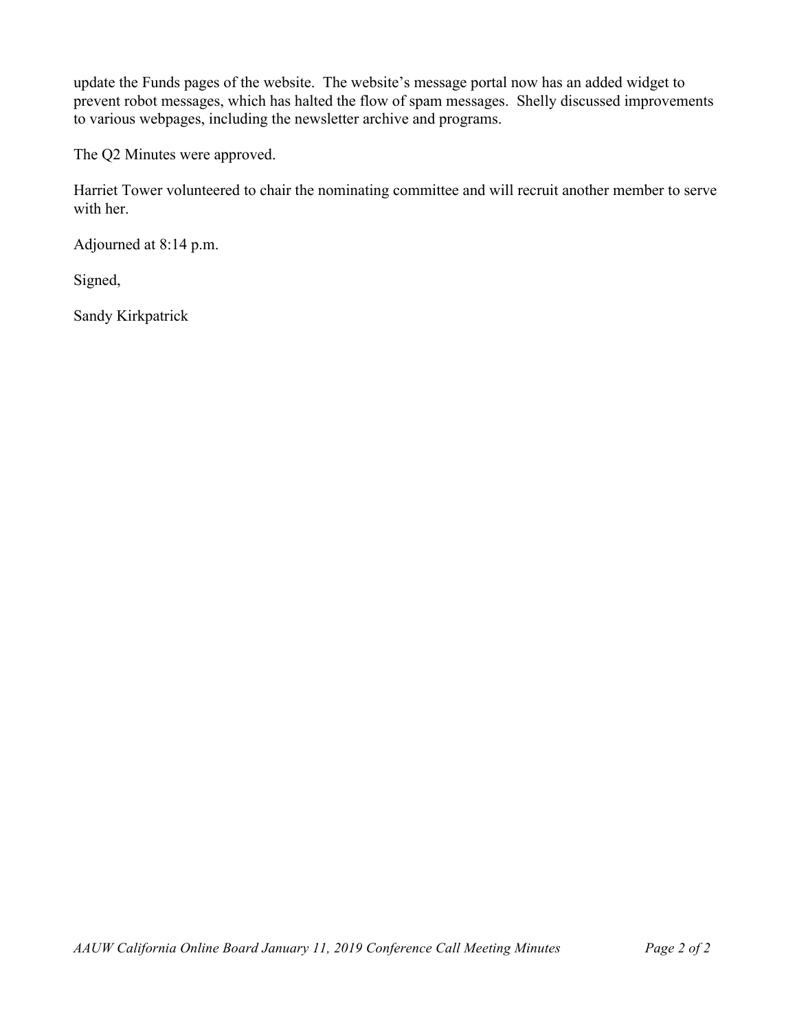update the Funds pages of the website. The website's message portal now has an added widget to prevent robot messages, which has halted the flow of spam messages. Shelly discussed improvements to various webpages, including the newsletter archive and programs.

The Q2 Minutes were approved.

Harriet Tower volunteered to chair the nominating committee and will recruit another member to serve with her.

Adjourned at 8:14 p.m.

Signed,

Sandy Kirkpatrick